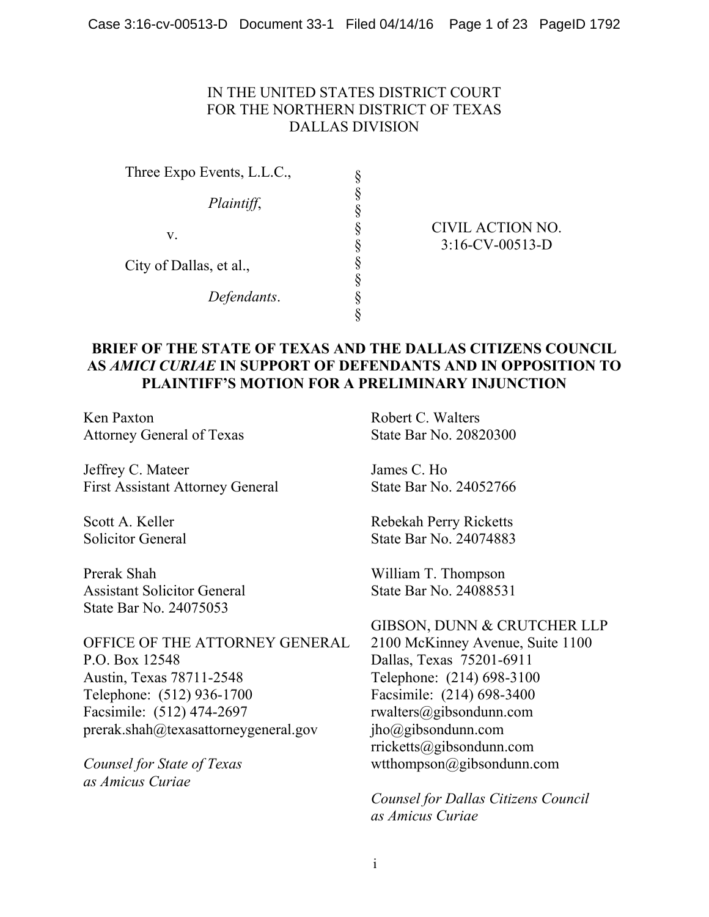IN THE UNITED STATES DISTRICT COURT
FOR THE NORTHERN DISTRICT OF TEXAS
DALLAS DIVISION

| | | |
|---|---|---|
| Three Expo Events, L.L.C., | § | |
| *Plaintiff*, | § | |
| v. | § | CIVIL ACTION NO. 3:16-CV-00513-D |
| City of Dallas, et al., | § | |
| *Defendants*. | § | |

**BRIEF OF THE STATE OF TEXAS AND THE DALLAS CITIZENS COUNCIL AS *AMICI CURIAE* IN SUPPORT OF DEFENDANTS AND IN OPPOSITION TO PLAINTIFF'S MOTION FOR A PRELIMINARY INJUNCTION**

Ken Paxton
Attorney General of Texas

Jeffrey C. Mateer
First Assistant Attorney General

Scott A. Keller
Solicitor General

Prerak Shah
Assistant Solicitor General
State Bar No. 24075053

OFFICE OF THE ATTORNEY GENERAL
P.O. Box 12548
Austin, Texas 78711-2548
Telephone: (512) 936-1700
Facsimile: (512) 474-2697
prerak.shah@texasattorneygeneral.gov

*Counsel for State of Texas as Amicus Curiae*

Robert C. Walters
State Bar No. 20820300

James C. Ho
State Bar No. 24052766

Rebekah Perry Ricketts
State Bar No. 24074883

William T. Thompson
State Bar No. 24088531

GIBSON, DUNN & CRUTCHER LLP
2100 McKinney Avenue, Suite 1100
Dallas, Texas 75201-6911
Telephone: (214) 698-3100
Facsimile: (214) 698-3400
rwalters@gibsondunn.com
jho@gibsondunn.com
rricketts@gibsondunn.com
wtthompson@gibsondunn.com

*Counsel for Dallas Citizens Council as Amicus Curiae*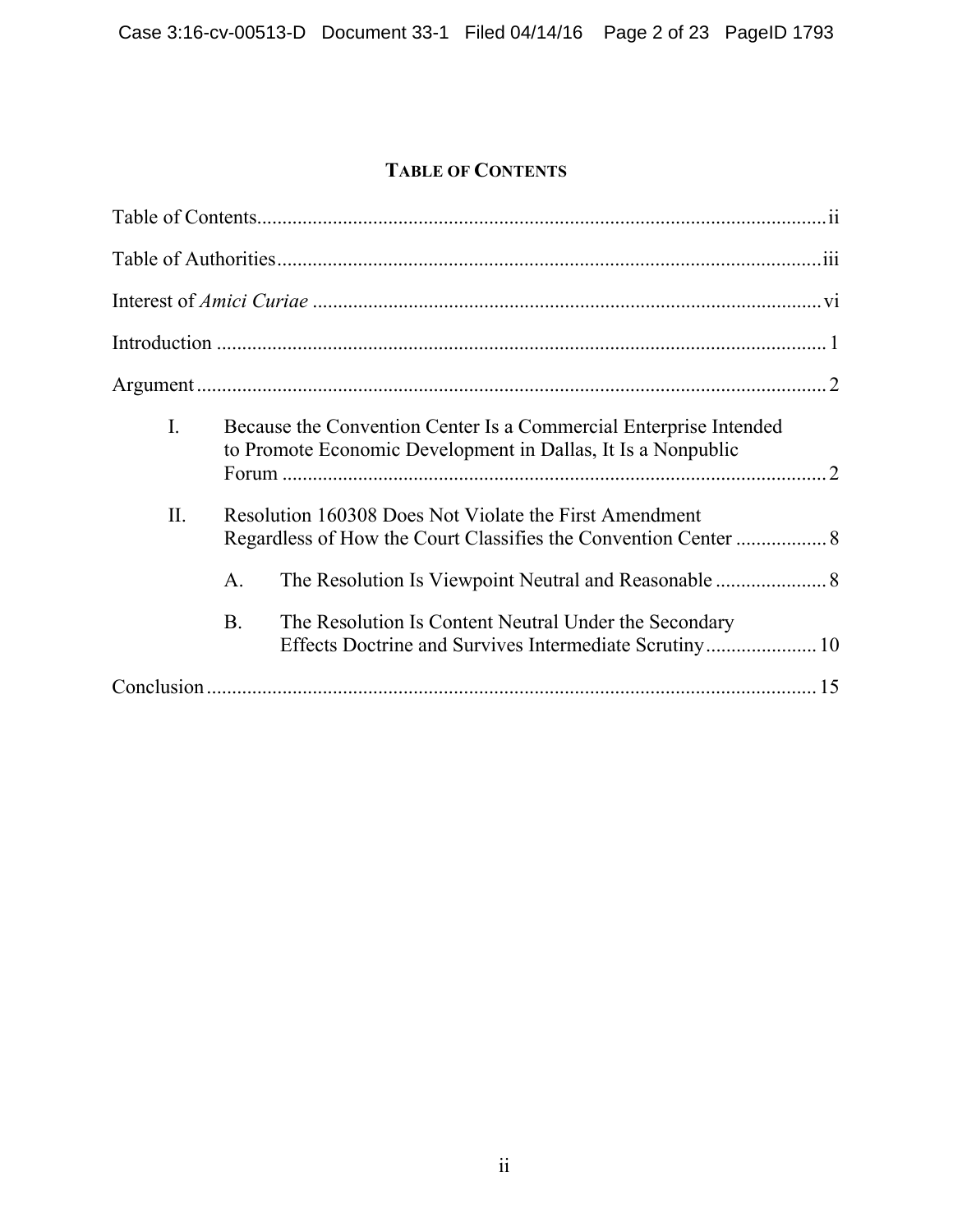# TABLE OF CONTENTS

Table of Contents ..... ii

Table of Authorities ..... iii

Interest of *Amici Curiae* ..... vi

Introduction ..... 1

Argument ..... 2

- I. Because the Convention Center Is a Commercial Enterprise Intended to Promote Economic Development in Dallas, It Is a Nonpublic Forum ..... 2
- II. Resolution 160308 Does Not Violate the First Amendment Regardless of How the Court Classifies the Convention Center ..... 8
  - A. The Resolution Is Viewpoint Neutral and Reasonable ..... 8
  - B. The Resolution Is Content Neutral Under the Secondary Effects Doctrine and Survives Intermediate Scrutiny ..... 10

Conclusion ..... 15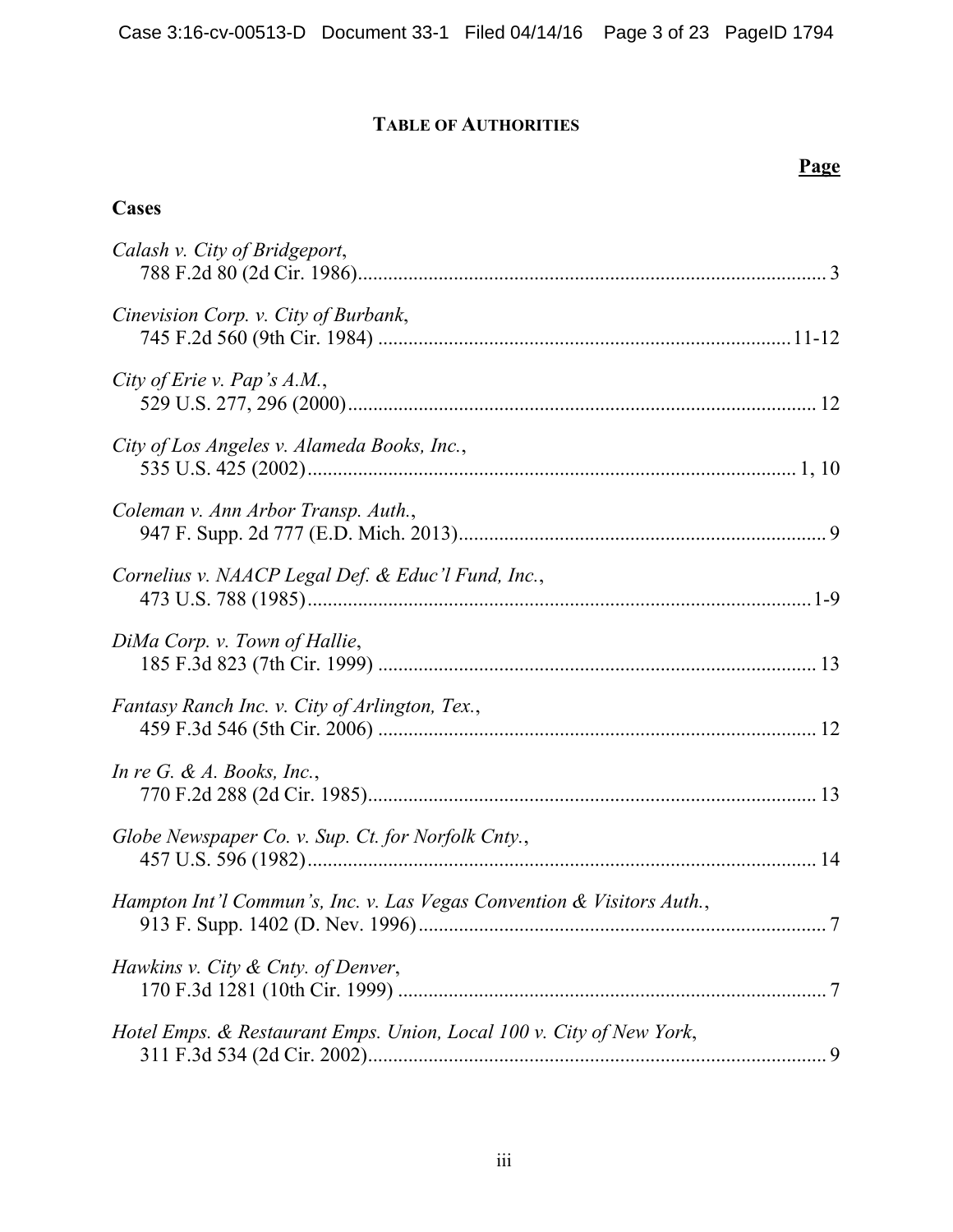# TABLE OF AUTHORITIES

**Page**

## Cases

*Calash v. City of Bridgeport*,
788 F.2d 80 (2d Cir. 1986) ........................................................................................ 3

*Cinevision Corp. v. City of Burbank*,
745 F.2d 560 (9th Cir. 1984) ................................................................................ 11-12

*City of Erie v. Pap's A.M.*,
529 U.S. 277, 296 (2000) ........................................................................................ 12

*City of Los Angeles v. Alameda Books, Inc.*,
535 U.S. 425 (2002) ............................................................................................ 1, 10

*Coleman v. Ann Arbor Transp. Auth.*,
947 F. Supp. 2d 777 (E.D. Mich. 2013) ..................................................................... 9

*Cornelius v. NAACP Legal Def. & Educ'l Fund, Inc.*,
473 U.S. 788 (1985) ............................................................................................... 1-9

*DiMa Corp. v. Town of Hallie*,
185 F.3d 823 (7th Cir. 1999) .................................................................................. 13

*Fantasy Ranch Inc. v. City of Arlington, Tex.*,
459 F.3d 546 (5th Cir. 2006) .................................................................................. 12

*In re G. & A. Books, Inc.*,
770 F.2d 288 (2d Cir. 1985) .................................................................................... 13

*Globe Newspaper Co. v. Sup. Ct. for Norfolk Cnty.*,
457 U.S. 596 (1982) ................................................................................................ 14

*Hampton Int'l Commun's, Inc. v. Las Vegas Convention & Visitors Auth.*,
913 F. Supp. 1402 (D. Nev. 1996) ............................................................................ 7

*Hawkins v. City & Cnty. of Denver*,
170 F.3d 1281 (10th Cir. 1999) ................................................................................ 7

*Hotel Emps. & Restaurant Emps. Union, Local 100 v. City of New York*,
311 F.3d 534 (2d Cir. 2002) ...................................................................................... 9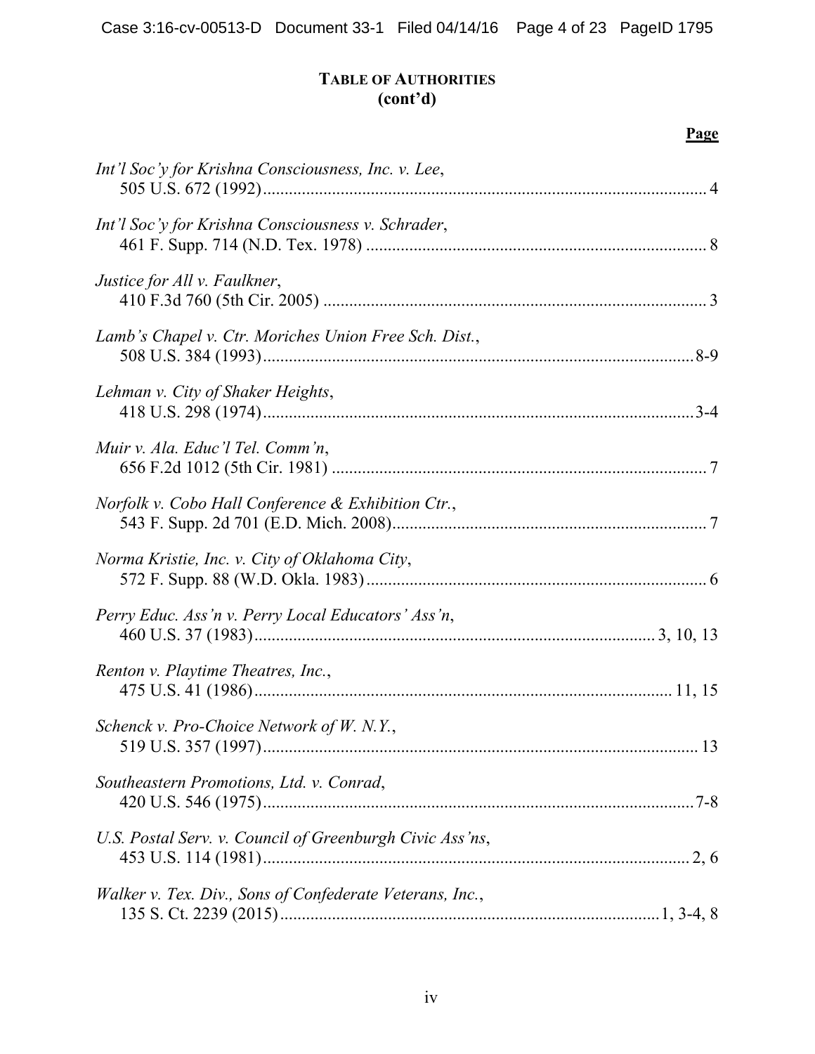# TABLE OF AUTHORITIES
## (cont'd)

**Page**

*Int'l Soc'y for Krishna Consciousness, Inc. v. Lee*,
505 U.S. 672 (1992) ........................................................................................ 4

*Int'l Soc'y for Krishna Consciousness v. Schrader*,
461 F. Supp. 714 (N.D. Tex. 1978) ................................................................ 8

*Justice for All v. Faulkner*,
410 F.3d 760 (5th Cir. 2005) .......................................................................... 3

*Lamb's Chapel v. Ctr. Moriches Union Free Sch. Dist.*,
508 U.S. 384 (1993) ....................................................................................8-9

*Lehman v. City of Shaker Heights*,
418 U.S. 298 (1974) ....................................................................................3-4

*Muir v. Ala. Educ'l Tel. Comm'n*,
656 F.2d 1012 (5th Cir. 1981) ........................................................................ 7

*Norfolk v. Cobo Hall Conference & Exhibition Ctr.*,
543 F. Supp. 2d 701 (E.D. Mich. 2008) ......................................................... 7

*Norma Kristie, Inc. v. City of Oklahoma City*,
572 F. Supp. 88 (W.D. Okla. 1983) ............................................................... 6

*Perry Educ. Ass'n v. Perry Local Educators' Ass'n*,
460 U.S. 37 (1983) ............................................................................ 3, 10, 13

*Renton v. Playtime Theatres, Inc.*,
475 U.S. 41 (1986) ................................................................................ 11, 15

*Schenck v. Pro-Choice Network of W. N.Y.*,
519 U.S. 357 (1997) ...................................................................................... 13

*Southeastern Promotions, Ltd. v. Conrad*,
420 U.S. 546 (1975) ....................................................................................7-8

*U.S. Postal Serv. v. Council of Greenburgh Civic Ass'ns*,
453 U.S. 114 (1981) ................................................................................... 2, 6

*Walker v. Tex. Div., Sons of Confederate Veterans, Inc.*,
135 S. Ct. 2239 (2015) ..........................................................................1, 3-4, 8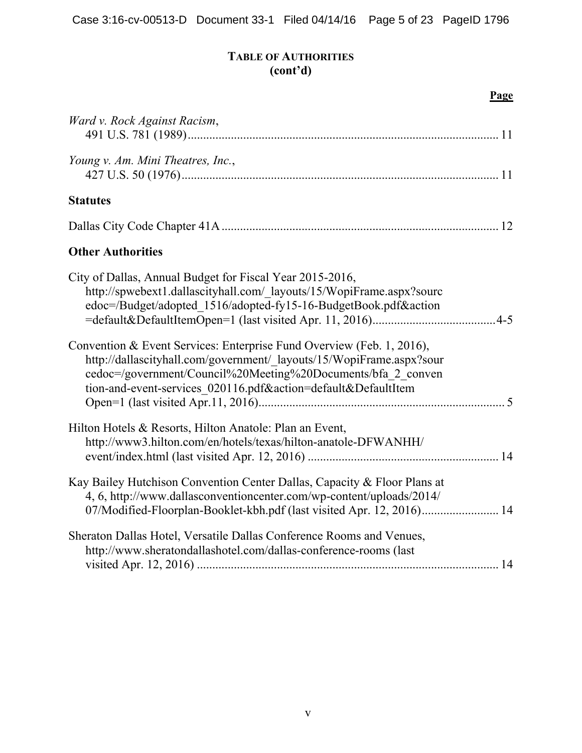# TABLE OF AUTHORITIES
**(cont'd)**

**Page**

*Ward v. Rock Against Racism*,
491 U.S. 781 (1989) ..................................................................................................... 11

*Young v. Am. Mini Theatres, Inc.*,
427 U.S. 50 (1976) ....................................................................................................... 11

## Statutes

Dallas City Code Chapter 41A .......................................................................................... 12

## Other Authorities

City of Dallas, Annual Budget for Fiscal Year 2015-2016, http://spwebext1.dallascityhall.com/_layouts/15/WopiFrame.aspx?sourcedoc=/Budget/adopted_1516/adopted-fy15-16-BudgetBook.pdf&action=default&DefaultItemOpen=1 (last visited Apr. 11, 2016)........................................4-5

Convention & Event Services: Enterprise Fund Overview (Feb. 1, 2016), http://dallascityhall.com/government/_layouts/15/WopiFrame.aspx?sourcedoc=/government/Council%20Meeting%20Documents/bfa_2_convention-and-event-services_020116.pdf&action=default&DefaultItemOpen=1 (last visited Apr.11, 2016)................................................................................ 5

Hilton Hotels & Resorts, Hilton Anatole: Plan an Event, http://www3.hilton.com/en/hotels/texas/hilton-anatole-DFWANHH/event/index.html (last visited Apr. 12, 2016) ............................................................. 14

Kay Bailey Hutchison Convention Center Dallas, Capacity & Floor Plans at 4, 6, http://www.dallasconventioncenter.com/wp-content/uploads/2014/07/Modified-Floorplan-Booklet-kbh.pdf (last visited Apr. 12, 2016)......................... 14

Sheraton Dallas Hotel, Versatile Dallas Conference Rooms and Venues, http://www.sheratondallashotel.com/dallas-conference-rooms (last visited Apr. 12, 2016) .................................................................................................. 14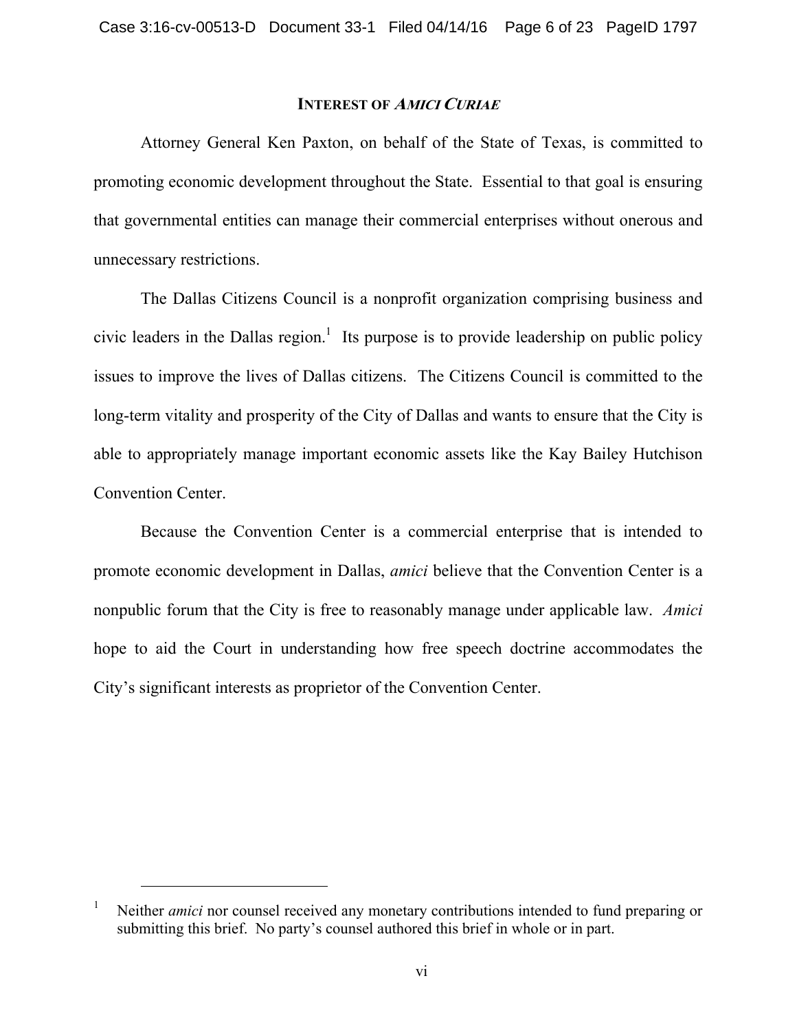# INTEREST OF *AMICI CURIAE*

Attorney General Ken Paxton, on behalf of the State of Texas, is committed to promoting economic development throughout the State. Essential to that goal is ensuring that governmental entities can manage their commercial enterprises without onerous and unnecessary restrictions.

The Dallas Citizens Council is a nonprofit organization comprising business and civic leaders in the Dallas region.[1] Its purpose is to provide leadership on public policy issues to improve the lives of Dallas citizens. The Citizens Council is committed to the long-term vitality and prosperity of the City of Dallas and wants to ensure that the City is able to appropriately manage important economic assets like the Kay Bailey Hutchison Convention Center.

Because the Convention Center is a commercial enterprise that is intended to promote economic development in Dallas, *amici* believe that the Convention Center is a nonpublic forum that the City is free to reasonably manage under applicable law. *Amici* hope to aid the Court in understanding how free speech doctrine accommodates the City's significant interests as proprietor of the Convention Center.

---

[1] Neither *amici* nor counsel received any monetary contributions intended to fund preparing or submitting this brief. No party's counsel authored this brief in whole or in part.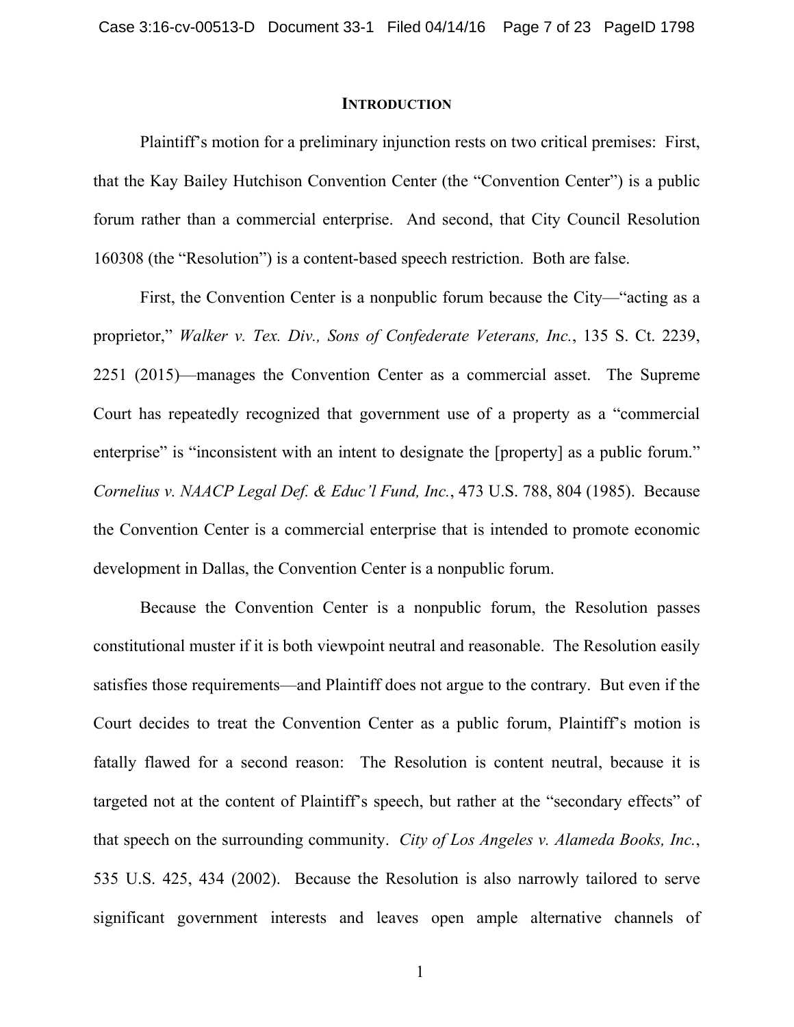## INTRODUCTION

Plaintiff's motion for a preliminary injunction rests on two critical premises: First, that the Kay Bailey Hutchison Convention Center (the "Convention Center") is a public forum rather than a commercial enterprise. And second, that City Council Resolution 160308 (the "Resolution") is a content-based speech restriction. Both are false.

First, the Convention Center is a nonpublic forum because the City—"acting as a proprietor," *Walker v. Tex. Div., Sons of Confederate Veterans, Inc.*, 135 S. Ct. 2239, 2251 (2015)—manages the Convention Center as a commercial asset. The Supreme Court has repeatedly recognized that government use of a property as a "commercial enterprise" is "inconsistent with an intent to designate the [property] as a public forum." *Cornelius v. NAACP Legal Def. & Educ'l Fund, Inc.*, 473 U.S. 788, 804 (1985). Because the Convention Center is a commercial enterprise that is intended to promote economic development in Dallas, the Convention Center is a nonpublic forum.

Because the Convention Center is a nonpublic forum, the Resolution passes constitutional muster if it is both viewpoint neutral and reasonable. The Resolution easily satisfies those requirements—and Plaintiff does not argue to the contrary. But even if the Court decides to treat the Convention Center as a public forum, Plaintiff's motion is fatally flawed for a second reason: The Resolution is content neutral, because it is targeted not at the content of Plaintiff's speech, but rather at the "secondary effects" of that speech on the surrounding community. *City of Los Angeles v. Alameda Books, Inc.*, 535 U.S. 425, 434 (2002). Because the Resolution is also narrowly tailored to serve significant government interests and leaves open ample alternative channels of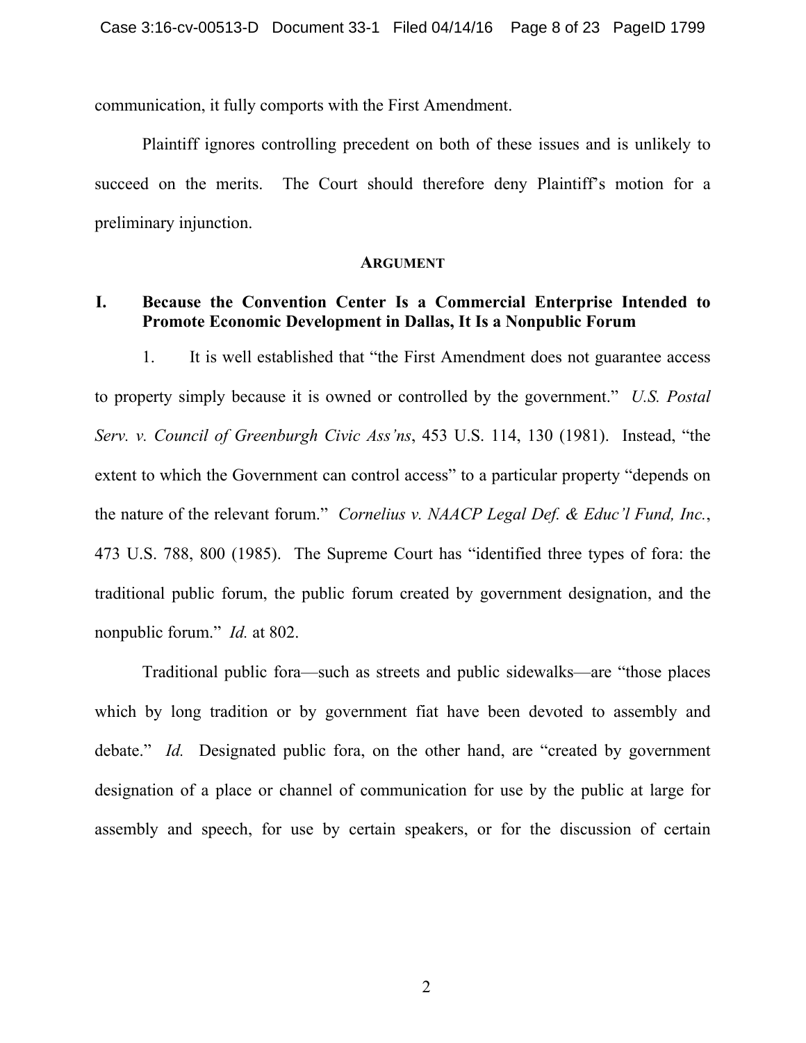communication, it fully comports with the First Amendment.

Plaintiff ignores controlling precedent on both of these issues and is unlikely to succeed on the merits. The Court should therefore deny Plaintiff's motion for a preliminary injunction.

## ARGUMENT

### I. Because the Convention Center Is a Commercial Enterprise Intended to Promote Economic Development in Dallas, It Is a Nonpublic Forum

1. It is well established that "the First Amendment does not guarantee access to property simply because it is owned or controlled by the government." *U.S. Postal Serv. v. Council of Greenburgh Civic Ass'ns*, 453 U.S. 114, 130 (1981). Instead, "the extent to which the Government can control access" to a particular property "depends on the nature of the relevant forum." *Cornelius v. NAACP Legal Def. & Educ'l Fund, Inc.*, 473 U.S. 788, 800 (1985). The Supreme Court has "identified three types of fora: the traditional public forum, the public forum created by government designation, and the nonpublic forum." *Id.* at 802.

Traditional public fora—such as streets and public sidewalks—are "those places which by long tradition or by government fiat have been devoted to assembly and debate." *Id.* Designated public fora, on the other hand, are "created by government designation of a place or channel of communication for use by the public at large for assembly and speech, for use by certain speakers, or for the discussion of certain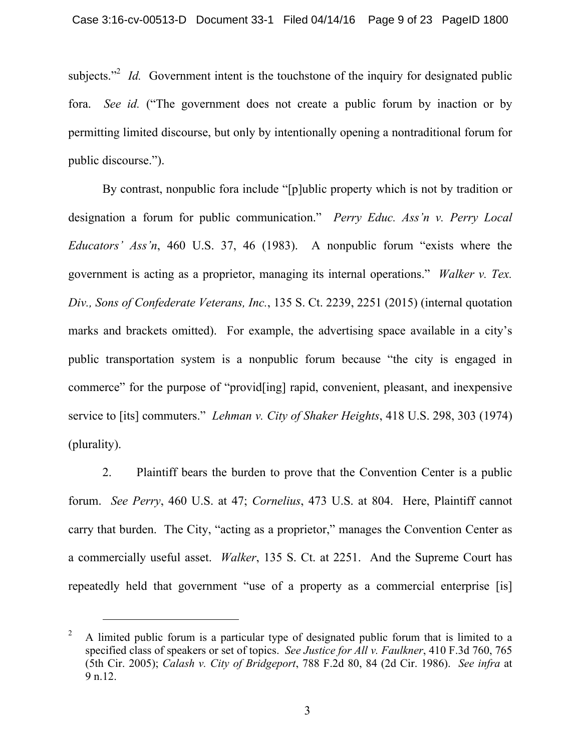subjects."[2] *Id.* Government intent is the touchstone of the inquiry for designated public fora. *See id.* ("The government does not create a public forum by inaction or by permitting limited discourse, but only by intentionally opening a nontraditional forum for public discourse.").

By contrast, nonpublic fora include "[p]ublic property which is not by tradition or designation a forum for public communication." *Perry Educ. Ass'n v. Perry Local Educators' Ass'n*, 460 U.S. 37, 46 (1983). A nonpublic forum "exists where the government is acting as a proprietor, managing its internal operations." *Walker v. Tex. Div., Sons of Confederate Veterans, Inc.*, 135 S. Ct. 2239, 2251 (2015) (internal quotation marks and brackets omitted). For example, the advertising space available in a city's public transportation system is a nonpublic forum because "the city is engaged in commerce" for the purpose of "provid[ing] rapid, convenient, pleasant, and inexpensive service to [its] commuters." *Lehman v. City of Shaker Heights*, 418 U.S. 298, 303 (1974) (plurality).

2. Plaintiff bears the burden to prove that the Convention Center is a public forum. *See Perry*, 460 U.S. at 47; *Cornelius*, 473 U.S. at 804. Here, Plaintiff cannot carry that burden. The City, "acting as a proprietor," manages the Convention Center as a commercially useful asset. *Walker*, 135 S. Ct. at 2251. And the Supreme Court has repeatedly held that government "use of a property as a commercial enterprise [is]

---

[2] A limited public forum is a particular type of designated public forum that is limited to a specified class of speakers or set of topics. *See Justice for All v. Faulkner*, 410 F.3d 760, 765 (5th Cir. 2005); *Calash v. City of Bridgeport*, 788 F.2d 80, 84 (2d Cir. 1986). *See infra* at 9 n.12.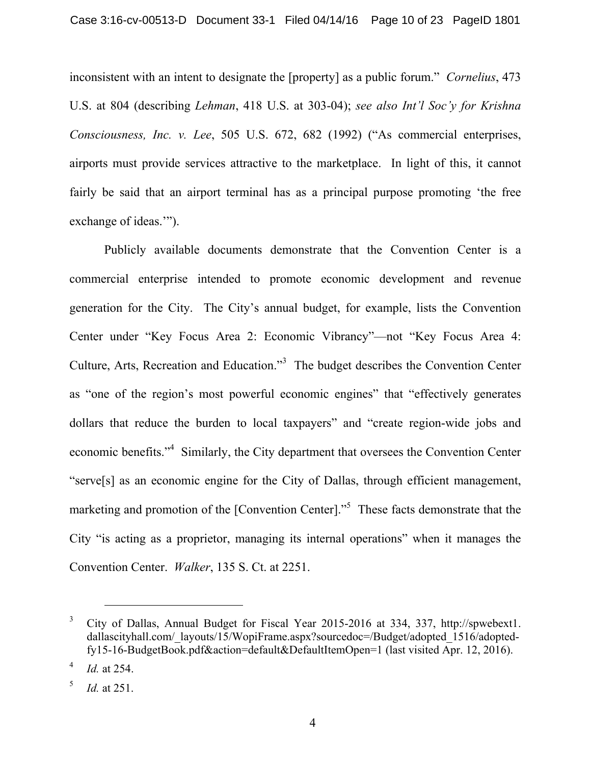inconsistent with an intent to designate the [property] as a public forum." *Cornelius*, 473 U.S. at 804 (describing *Lehman*, 418 U.S. at 303-04); *see also Int'l Soc'y for Krishna Consciousness, Inc. v. Lee*, 505 U.S. 672, 682 (1992) ("As commercial enterprises, airports must provide services attractive to the marketplace. In light of this, it cannot fairly be said that an airport terminal has as a principal purpose promoting 'the free exchange of ideas.'").

Publicly available documents demonstrate that the Convention Center is a commercial enterprise intended to promote economic development and revenue generation for the City. The City's annual budget, for example, lists the Convention Center under "Key Focus Area 2: Economic Vibrancy"—not "Key Focus Area 4: Culture, Arts, Recreation and Education."[3] The budget describes the Convention Center as "one of the region's most powerful economic engines" that "effectively generates dollars that reduce the burden to local taxpayers" and "create region-wide jobs and economic benefits."[4] Similarly, the City department that oversees the Convention Center "serve[s] as an economic engine for the City of Dallas, through efficient management, marketing and promotion of the [Convention Center]."[5] These facts demonstrate that the City "is acting as a proprietor, managing its internal operations" when it manages the Convention Center. *Walker*, 135 S. Ct. at 2251.

---

[3] City of Dallas, Annual Budget for Fiscal Year 2015-2016 at 334, 337, http://spwebext1.dallascityhall.com/_layouts/15/WopiFrame.aspx?sourcedoc=/Budget/adopted_1516/adopted-fy15-16-BudgetBook.pdf&action=default&DefaultItemOpen=1 (last visited Apr. 12, 2016).

[4] *Id.* at 254.

[5] *Id.* at 251.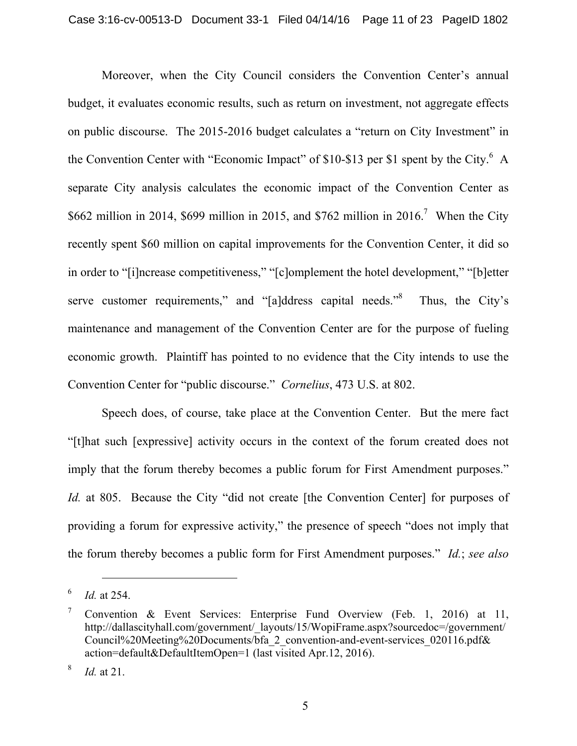Moreover, when the City Council considers the Convention Center's annual budget, it evaluates economic results, such as return on investment, not aggregate effects on public discourse. The 2015-2016 budget calculates a "return on City Investment" in the Convention Center with "Economic Impact" of $10-$13 per $1 spent by the City.[6] A separate City analysis calculates the economic impact of the Convention Center as $662 million in 2014, $699 million in 2015, and $762 million in 2016.[7] When the City recently spent $60 million on capital improvements for the Convention Center, it did so in order to "[i]ncrease competitiveness," "[c]omplement the hotel development," "[b]etter serve customer requirements," and "[a]ddress capital needs."[8] Thus, the City's maintenance and management of the Convention Center are for the purpose of fueling economic growth. Plaintiff has pointed to no evidence that the City intends to use the Convention Center for "public discourse." *Cornelius*, 473 U.S. at 802.

Speech does, of course, take place at the Convention Center. But the mere fact "[t]hat such [expressive] activity occurs in the context of the forum created does not imply that the forum thereby becomes a public forum for First Amendment purposes." *Id.* at 805. Because the City "did not create [the Convention Center] for purposes of providing a forum for expressive activity," the presence of speech "does not imply that the forum thereby becomes a public form for First Amendment purposes." *Id.*; *see also*

---

[6] *Id.* at 254.

[7] Convention & Event Services: Enterprise Fund Overview (Feb. 1, 2016) at 11, http://dallascityhall.com/government/_layouts/15/WopiFrame.aspx?sourcedoc=/government/Council%20Meeting%20Documents/bfa_2_convention-and-event-services_020116.pdf&action=default&DefaultItemOpen=1 (last visited Apr.12, 2016).

[8] *Id.* at 21.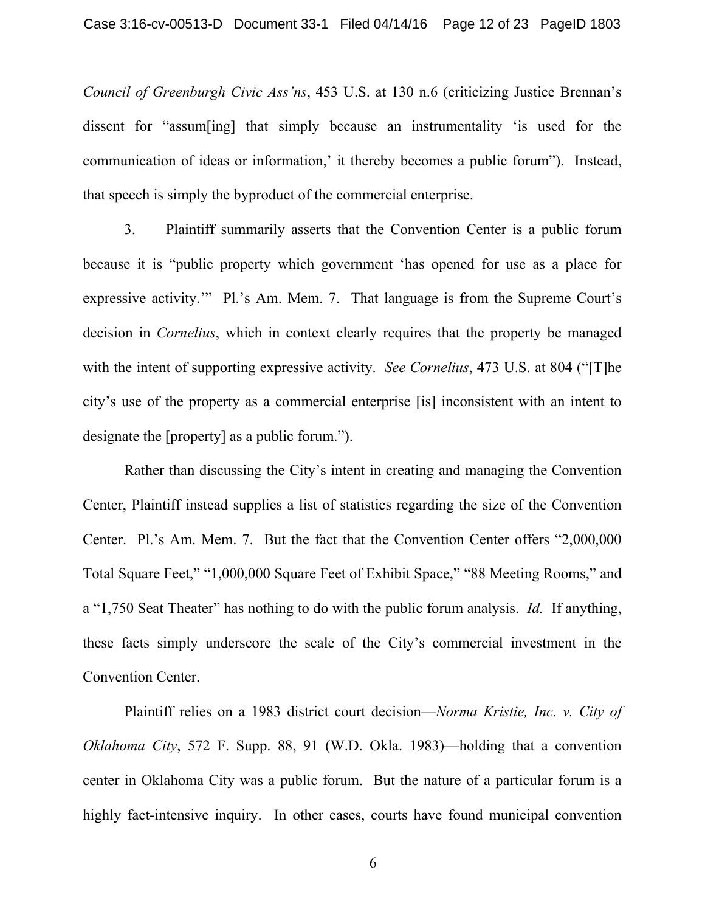*Council of Greenburgh Civic Ass'ns*, 453 U.S. at 130 n.6 (criticizing Justice Brennan's dissent for "assum[ing] that simply because an instrumentality 'is used for the communication of ideas or information,' it thereby becomes a public forum"). Instead, that speech is simply the byproduct of the commercial enterprise.

3. Plaintiff summarily asserts that the Convention Center is a public forum because it is "public property which government 'has opened for use as a place for expressive activity.'" Pl.'s Am. Mem. 7. That language is from the Supreme Court's decision in *Cornelius*, which in context clearly requires that the property be managed with the intent of supporting expressive activity. *See Cornelius*, 473 U.S. at 804 ("[T]he city's use of the property as a commercial enterprise [is] inconsistent with an intent to designate the [property] as a public forum.").

Rather than discussing the City's intent in creating and managing the Convention Center, Plaintiff instead supplies a list of statistics regarding the size of the Convention Center. Pl.'s Am. Mem. 7. But the fact that the Convention Center offers "2,000,000 Total Square Feet," "1,000,000 Square Feet of Exhibit Space," "88 Meeting Rooms," and a "1,750 Seat Theater" has nothing to do with the public forum analysis. *Id.* If anything, these facts simply underscore the scale of the City's commercial investment in the Convention Center.

Plaintiff relies on a 1983 district court decision—*Norma Kristie, Inc. v. City of Oklahoma City*, 572 F. Supp. 88, 91 (W.D. Okla. 1983)—holding that a convention center in Oklahoma City was a public forum. But the nature of a particular forum is a highly fact-intensive inquiry. In other cases, courts have found municipal convention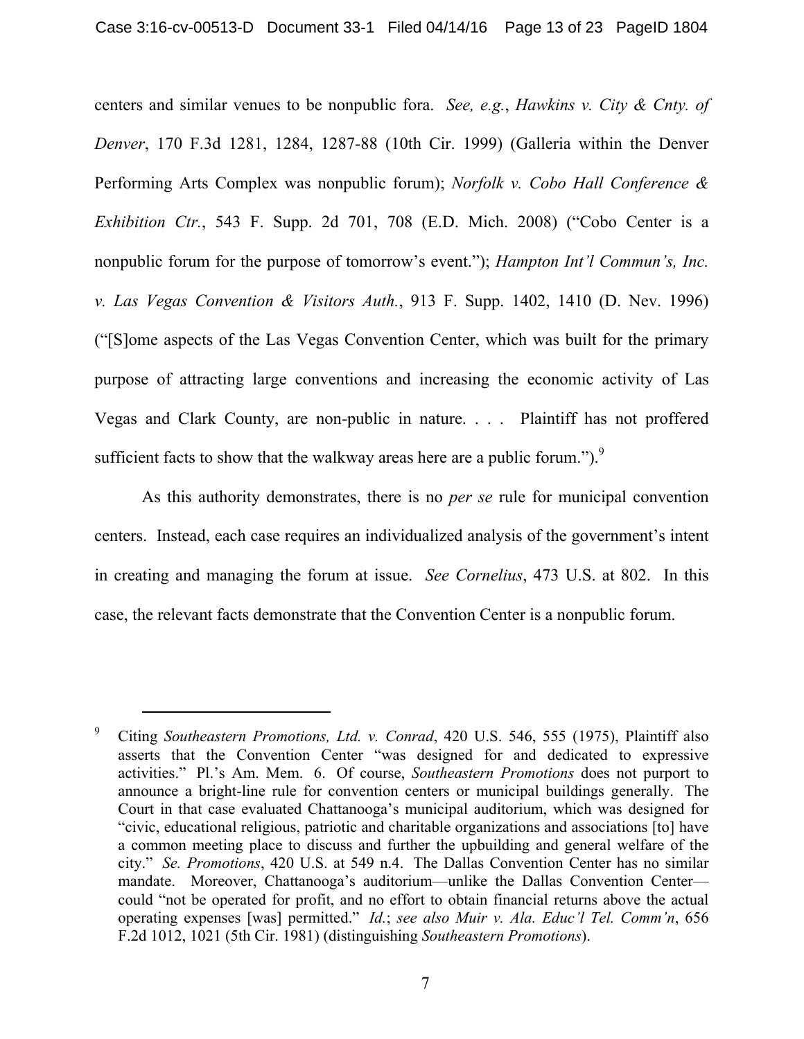centers and similar venues to be nonpublic fora. *See, e.g.*, *Hawkins v. City & Cnty. of Denver*, 170 F.3d 1281, 1284, 1287-88 (10th Cir. 1999) (Galleria within the Denver Performing Arts Complex was nonpublic forum); *Norfolk v. Cobo Hall Conference & Exhibition Ctr.*, 543 F. Supp. 2d 701, 708 (E.D. Mich. 2008) ("Cobo Center is a nonpublic forum for the purpose of tomorrow's event."); *Hampton Int'l Commun's, Inc. v. Las Vegas Convention & Visitors Auth.*, 913 F. Supp. 1402, 1410 (D. Nev. 1996) ("[S]ome aspects of the Las Vegas Convention Center, which was built for the primary purpose of attracting large conventions and increasing the economic activity of Las Vegas and Clark County, are non-public in nature. . . . Plaintiff has not proffered sufficient facts to show that the walkway areas here are a public forum.").[9]

As this authority demonstrates, there is no *per se* rule for municipal convention centers. Instead, each case requires an individualized analysis of the government's intent in creating and managing the forum at issue. *See Cornelius*, 473 U.S. at 802. In this case, the relevant facts demonstrate that the Convention Center is a nonpublic forum.

---

[9] Citing *Southeastern Promotions, Ltd. v. Conrad*, 420 U.S. 546, 555 (1975), Plaintiff also asserts that the Convention Center "was designed for and dedicated to expressive activities." Pl.'s Am. Mem. 6. Of course, *Southeastern Promotions* does not purport to announce a bright-line rule for convention centers or municipal buildings generally. The Court in that case evaluated Chattanooga's municipal auditorium, which was designed for "civic, educational religious, patriotic and charitable organizations and associations [to] have a common meeting place to discuss and further the upbuilding and general welfare of the city." *Se. Promotions*, 420 U.S. at 549 n.4. The Dallas Convention Center has no similar mandate. Moreover, Chattanooga's auditorium—unlike the Dallas Convention Center—could "not be operated for profit, and no effort to obtain financial returns above the actual operating expenses [was] permitted." *Id.*; *see also Muir v. Ala. Educ'l Tel. Comm'n*, 656 F.2d 1012, 1021 (5th Cir. 1981) (distinguishing *Southeastern Promotions*).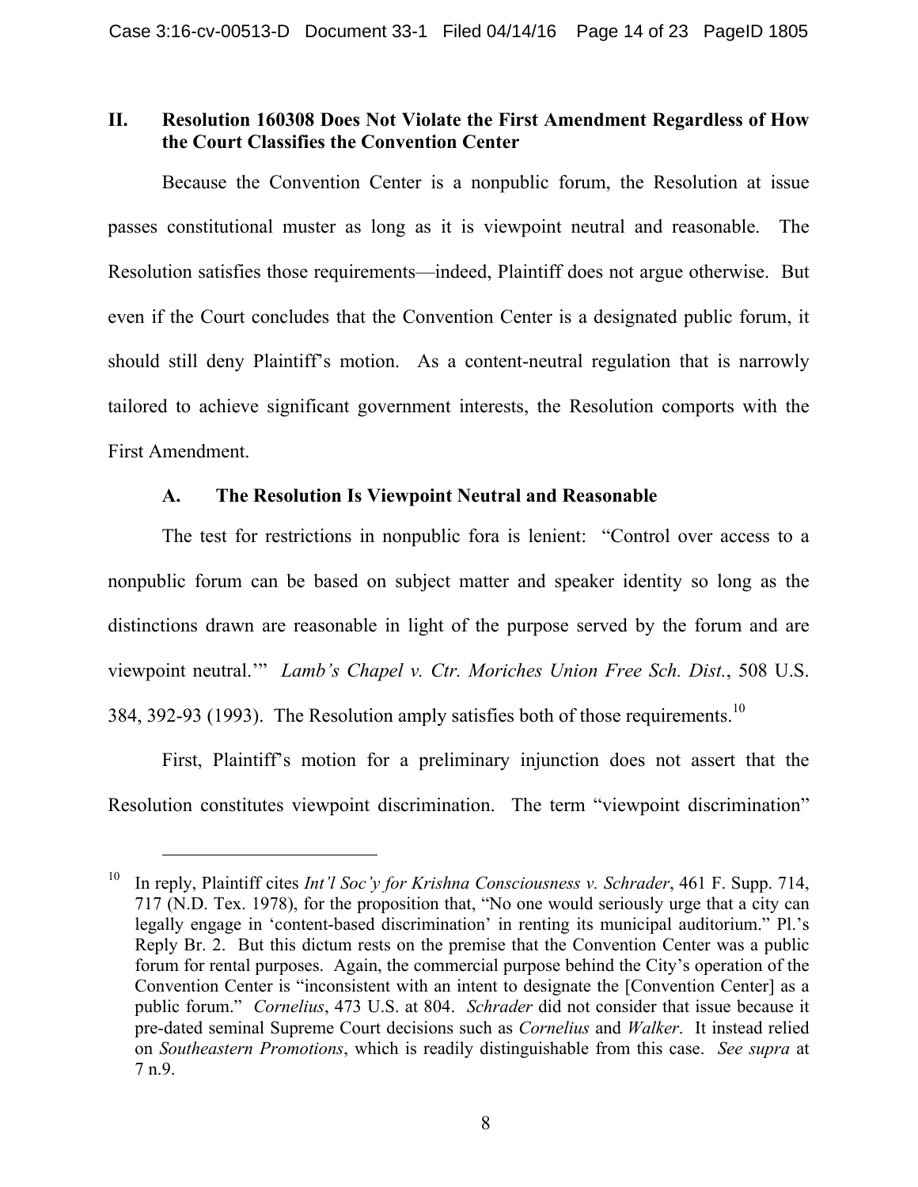## II. Resolution 160308 Does Not Violate the First Amendment Regardless of How the Court Classifies the Convention Center

Because the Convention Center is a nonpublic forum, the Resolution at issue passes constitutional muster as long as it is viewpoint neutral and reasonable. The Resolution satisfies those requirements—indeed, Plaintiff does not argue otherwise. But even if the Court concludes that the Convention Center is a designated public forum, it should still deny Plaintiff's motion. As a content-neutral regulation that is narrowly tailored to achieve significant government interests, the Resolution comports with the First Amendment.

### A. The Resolution Is Viewpoint Neutral and Reasonable

The test for restrictions in nonpublic fora is lenient: "Control over access to a nonpublic forum can be based on subject matter and speaker identity so long as the distinctions drawn are reasonable in light of the purpose served by the forum and are viewpoint neutral.'" *Lamb's Chapel v. Ctr. Moriches Union Free Sch. Dist.*, 508 U.S. 384, 392-93 (1993). The Resolution amply satisfies both of those requirements.[10]

First, Plaintiff's motion for a preliminary injunction does not assert that the Resolution constitutes viewpoint discrimination. The term "viewpoint discrimination"

---

[10] In reply, Plaintiff cites *Int'l Soc'y for Krishna Consciousness v. Schrader*, 461 F. Supp. 714, 717 (N.D. Tex. 1978), for the proposition that, "No one would seriously urge that a city can legally engage in 'content-based discrimination' in renting its municipal auditorium." Pl.'s Reply Br. 2. But this dictum rests on the premise that the Convention Center was a public forum for rental purposes. Again, the commercial purpose behind the City's operation of the Convention Center is "inconsistent with an intent to designate the [Convention Center] as a public forum." *Cornelius*, 473 U.S. at 804. *Schrader* did not consider that issue because it pre-dated seminal Supreme Court decisions such as *Cornelius* and *Walker*. It instead relied on *Southeastern Promotions*, which is readily distinguishable from this case. *See supra* at 7 n.9.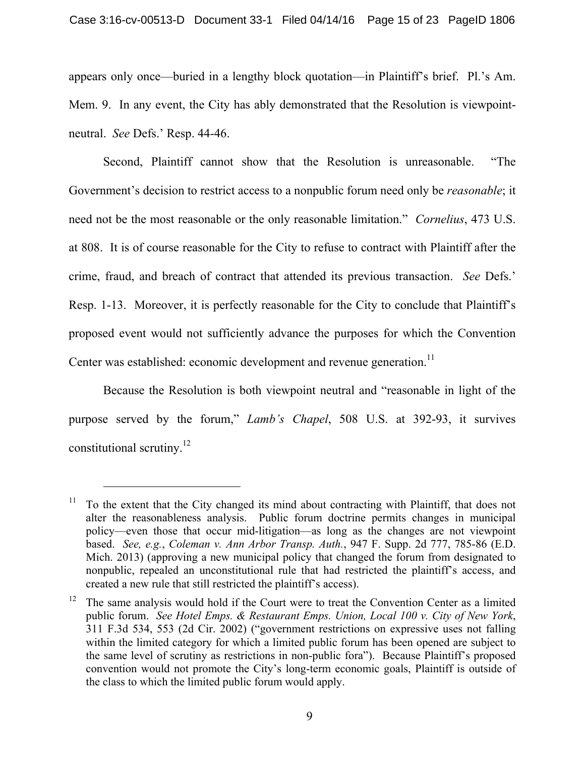appears only once—buried in a lengthy block quotation—in Plaintiff's brief. Pl.'s Am. Mem. 9. In any event, the City has ably demonstrated that the Resolution is viewpoint-neutral. *See* Defs.' Resp. 44-46.

Second, Plaintiff cannot show that the Resolution is unreasonable. "The Government's decision to restrict access to a nonpublic forum need only be *reasonable*; it need not be the most reasonable or the only reasonable limitation." *Cornelius*, 473 U.S. at 808. It is of course reasonable for the City to refuse to contract with Plaintiff after the crime, fraud, and breach of contract that attended its previous transaction. *See* Defs.' Resp. 1-13. Moreover, it is perfectly reasonable for the City to conclude that Plaintiff's proposed event would not sufficiently advance the purposes for which the Convention Center was established: economic development and revenue generation.[11]

Because the Resolution is both viewpoint neutral and "reasonable in light of the purpose served by the forum," *Lamb's Chapel*, 508 U.S. at 392-93, it survives constitutional scrutiny.[12]

---

[11] To the extent that the City changed its mind about contracting with Plaintiff, that does not alter the reasonableness analysis. Public forum doctrine permits changes in municipal policy—even those that occur mid-litigation—as long as the changes are not viewpoint based. *See, e.g.*, *Coleman v. Ann Arbor Transp. Auth.*, 947 F. Supp. 2d 777, 785-86 (E.D. Mich. 2013) (approving a new municipal policy that changed the forum from designated to nonpublic, repealed an unconstitutional rule that had restricted the plaintiff's access, and created a new rule that still restricted the plaintiff's access).

[12] The same analysis would hold if the Court were to treat the Convention Center as a limited public forum. *See Hotel Emps. & Restaurant Emps. Union, Local 100 v. City of New York*, 311 F.3d 534, 553 (2d Cir. 2002) ("government restrictions on expressive uses not falling within the limited category for which a limited public forum has been opened are subject to the same level of scrutiny as restrictions in non-public fora"). Because Plaintiff's proposed convention would not promote the City's long-term economic goals, Plaintiff is outside of the class to which the limited public forum would apply.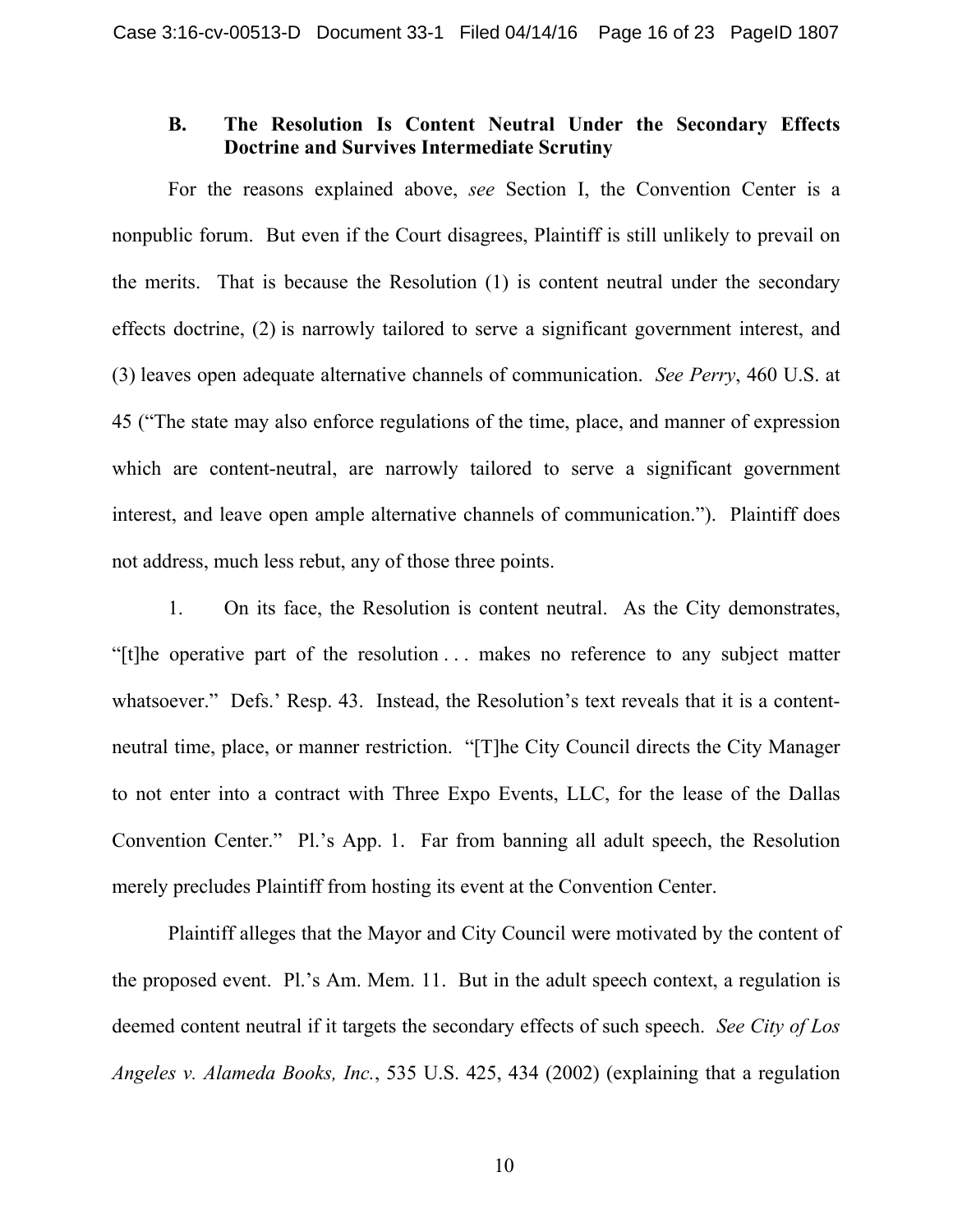### B. The Resolution Is Content Neutral Under the Secondary Effects Doctrine and Survives Intermediate Scrutiny

For the reasons explained above, *see* Section I, the Convention Center is a nonpublic forum. But even if the Court disagrees, Plaintiff is still unlikely to prevail on the merits. That is because the Resolution (1) is content neutral under the secondary effects doctrine, (2) is narrowly tailored to serve a significant government interest, and (3) leaves open adequate alternative channels of communication. *See Perry*, 460 U.S. at 45 ("The state may also enforce regulations of the time, place, and manner of expression which are content-neutral, are narrowly tailored to serve a significant government interest, and leave open ample alternative channels of communication."). Plaintiff does not address, much less rebut, any of those three points.

1. On its face, the Resolution is content neutral. As the City demonstrates, "[t]he operative part of the resolution . . . makes no reference to any subject matter whatsoever." Defs.' Resp. 43. Instead, the Resolution's text reveals that it is a content-neutral time, place, or manner restriction. "[T]he City Council directs the City Manager to not enter into a contract with Three Expo Events, LLC, for the lease of the Dallas Convention Center." Pl.'s App. 1. Far from banning all adult speech, the Resolution merely precludes Plaintiff from hosting its event at the Convention Center.

Plaintiff alleges that the Mayor and City Council were motivated by the content of the proposed event. Pl.'s Am. Mem. 11. But in the adult speech context, a regulation is deemed content neutral if it targets the secondary effects of such speech. *See City of Los Angeles v. Alameda Books, Inc.*, 535 U.S. 425, 434 (2002) (explaining that a regulation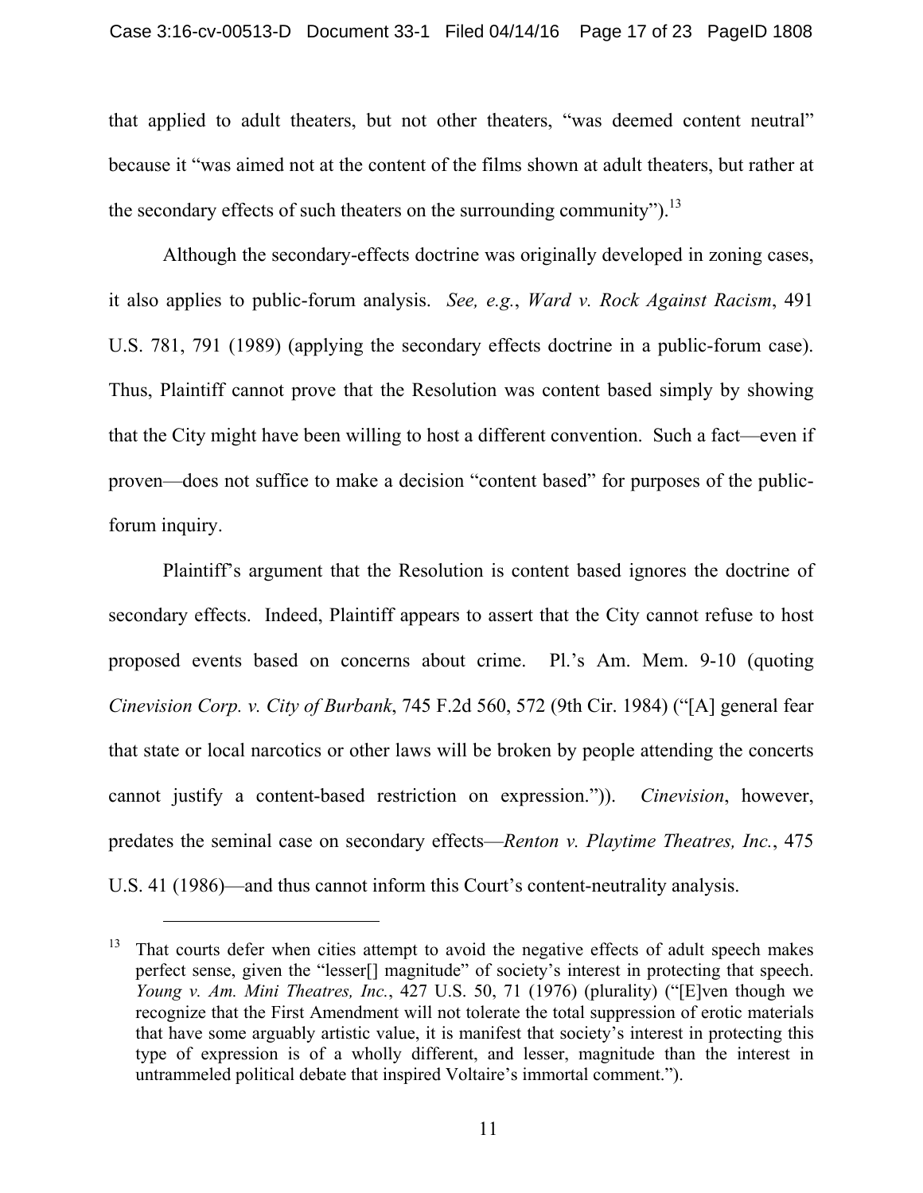that applied to adult theaters, but not other theaters, "was deemed content neutral" because it "was aimed not at the content of the films shown at adult theaters, but rather at the secondary effects of such theaters on the surrounding community").[13]

Although the secondary-effects doctrine was originally developed in zoning cases, it also applies to public-forum analysis. *See, e.g.*, *Ward v. Rock Against Racism*, 491 U.S. 781, 791 (1989) (applying the secondary effects doctrine in a public-forum case). Thus, Plaintiff cannot prove that the Resolution was content based simply by showing that the City might have been willing to host a different convention. Such a fact—even if proven—does not suffice to make a decision "content based" for purposes of the public-forum inquiry.

Plaintiff's argument that the Resolution is content based ignores the doctrine of secondary effects. Indeed, Plaintiff appears to assert that the City cannot refuse to host proposed events based on concerns about crime. Pl.'s Am. Mem. 9-10 (quoting *Cinevision Corp. v. City of Burbank*, 745 F.2d 560, 572 (9th Cir. 1984) ("[A] general fear that state or local narcotics or other laws will be broken by people attending the concerts cannot justify a content-based restriction on expression.")). *Cinevision*, however, predates the seminal case on secondary effects—*Renton v. Playtime Theatres, Inc.*, 475 U.S. 41 (1986)—and thus cannot inform this Court's content-neutrality analysis.

---

[13] That courts defer when cities attempt to avoid the negative effects of adult speech makes perfect sense, given the "lesser[] magnitude" of society's interest in protecting that speech. *Young v. Am. Mini Theatres, Inc.*, 427 U.S. 50, 71 (1976) (plurality) ("[E]ven though we recognize that the First Amendment will not tolerate the total suppression of erotic materials that have some arguably artistic value, it is manifest that society's interest in protecting this type of expression is of a wholly different, and lesser, magnitude than the interest in untrammeled political debate that inspired Voltaire's immortal comment.").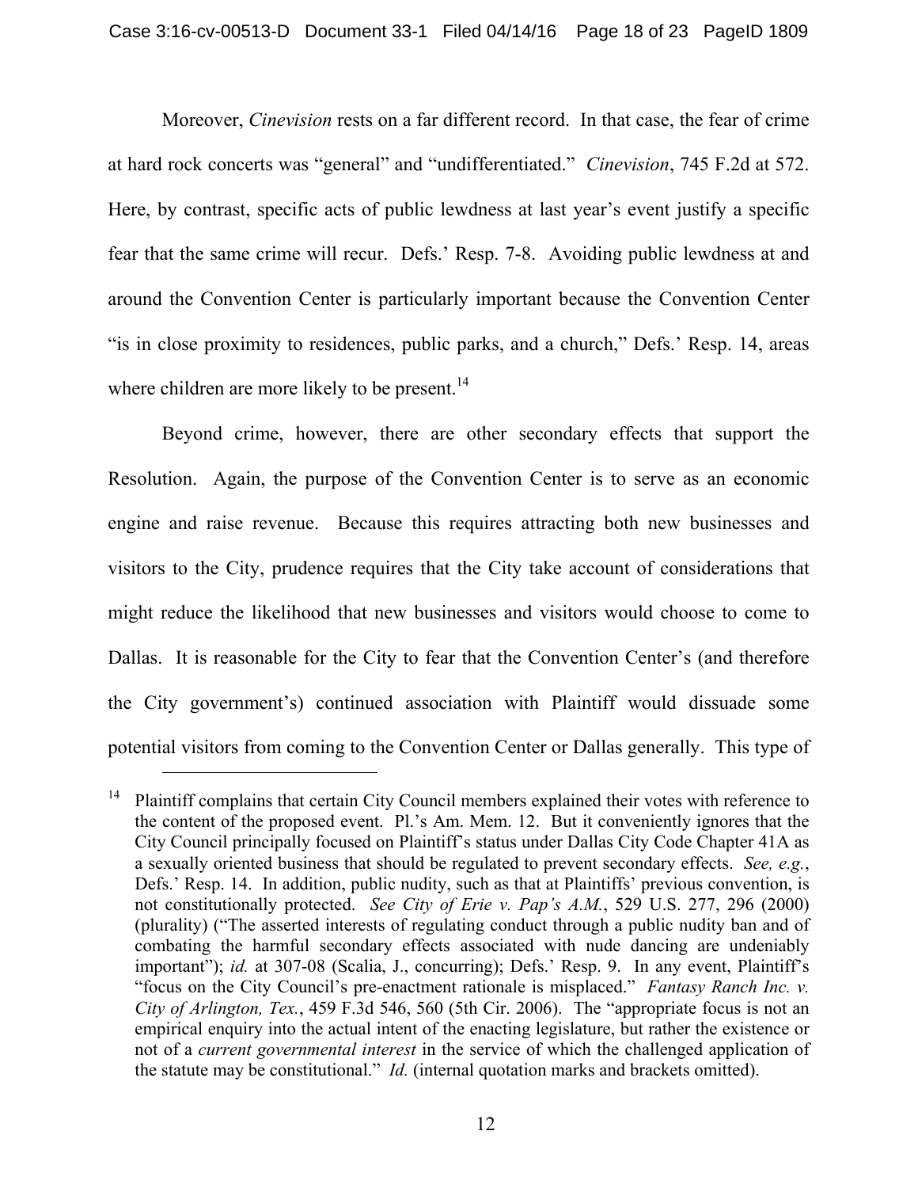Moreover, *Cinevision* rests on a far different record. In that case, the fear of crime at hard rock concerts was "general" and "undifferentiated." *Cinevision*, 745 F.2d at 572. Here, by contrast, specific acts of public lewdness at last year's event justify a specific fear that the same crime will recur. Defs.' Resp. 7-8. Avoiding public lewdness at and around the Convention Center is particularly important because the Convention Center "is in close proximity to residences, public parks, and a church," Defs.' Resp. 14, areas where children are more likely to be present.[14]

Beyond crime, however, there are other secondary effects that support the Resolution. Again, the purpose of the Convention Center is to serve as an economic engine and raise revenue. Because this requires attracting both new businesses and visitors to the City, prudence requires that the City take account of considerations that might reduce the likelihood that new businesses and visitors would choose to come to Dallas. It is reasonable for the City to fear that the Convention Center's (and therefore the City government's) continued association with Plaintiff would dissuade some potential visitors from coming to the Convention Center or Dallas generally. This type of

---

[14] Plaintiff complains that certain City Council members explained their votes with reference to the content of the proposed event. Pl.'s Am. Mem. 12. But it conveniently ignores that the City Council principally focused on Plaintiff's status under Dallas City Code Chapter 41A as a sexually oriented business that should be regulated to prevent secondary effects. *See, e.g.*, Defs.' Resp. 14. In addition, public nudity, such as that at Plaintiffs' previous convention, is not constitutionally protected. *See City of Erie v. Pap's A.M.*, 529 U.S. 277, 296 (2000) (plurality) ("The asserted interests of regulating conduct through a public nudity ban and of combating the harmful secondary effects associated with nude dancing are undeniably important"); *id.* at 307-08 (Scalia, J., concurring); Defs.' Resp. 9. In any event, Plaintiff's "focus on the City Council's pre-enactment rationale is misplaced." *Fantasy Ranch Inc. v. City of Arlington, Tex.*, 459 F.3d 546, 560 (5th Cir. 2006). The "appropriate focus is not an empirical enquiry into the actual intent of the enacting legislature, but rather the existence or not of a *current governmental interest* in the service of which the challenged application of the statute may be constitutional." *Id.* (internal quotation marks and brackets omitted).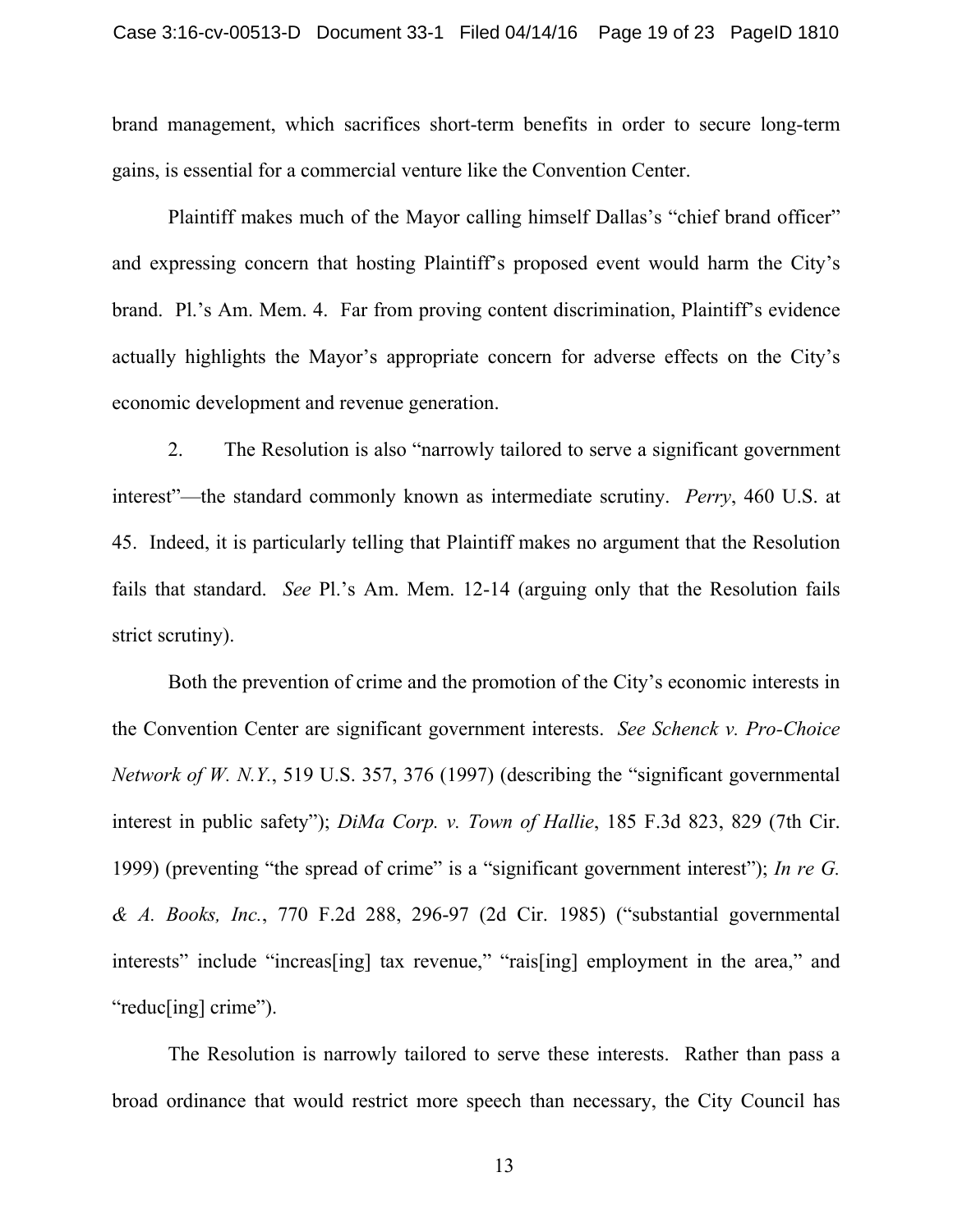brand management, which sacrifices short-term benefits in order to secure long-term gains, is essential for a commercial venture like the Convention Center.

Plaintiff makes much of the Mayor calling himself Dallas's "chief brand officer" and expressing concern that hosting Plaintiff's proposed event would harm the City's brand. Pl.'s Am. Mem. 4. Far from proving content discrimination, Plaintiff's evidence actually highlights the Mayor's appropriate concern for adverse effects on the City's economic development and revenue generation.

2. The Resolution is also "narrowly tailored to serve a significant government interest"—the standard commonly known as intermediate scrutiny. *Perry*, 460 U.S. at 45. Indeed, it is particularly telling that Plaintiff makes no argument that the Resolution fails that standard. *See* Pl.'s Am. Mem. 12-14 (arguing only that the Resolution fails strict scrutiny).

Both the prevention of crime and the promotion of the City's economic interests in the Convention Center are significant government interests. *See Schenck v. Pro-Choice Network of W. N.Y.*, 519 U.S. 357, 376 (1997) (describing the "significant governmental interest in public safety"); *DiMa Corp. v. Town of Hallie*, 185 F.3d 823, 829 (7th Cir. 1999) (preventing "the spread of crime" is a "significant government interest"); *In re G. & A. Books, Inc.*, 770 F.2d 288, 296-97 (2d Cir. 1985) ("substantial governmental interests" include "increas[ing] tax revenue," "rais[ing] employment in the area," and "reduc[ing] crime").

The Resolution is narrowly tailored to serve these interests. Rather than pass a broad ordinance that would restrict more speech than necessary, the City Council has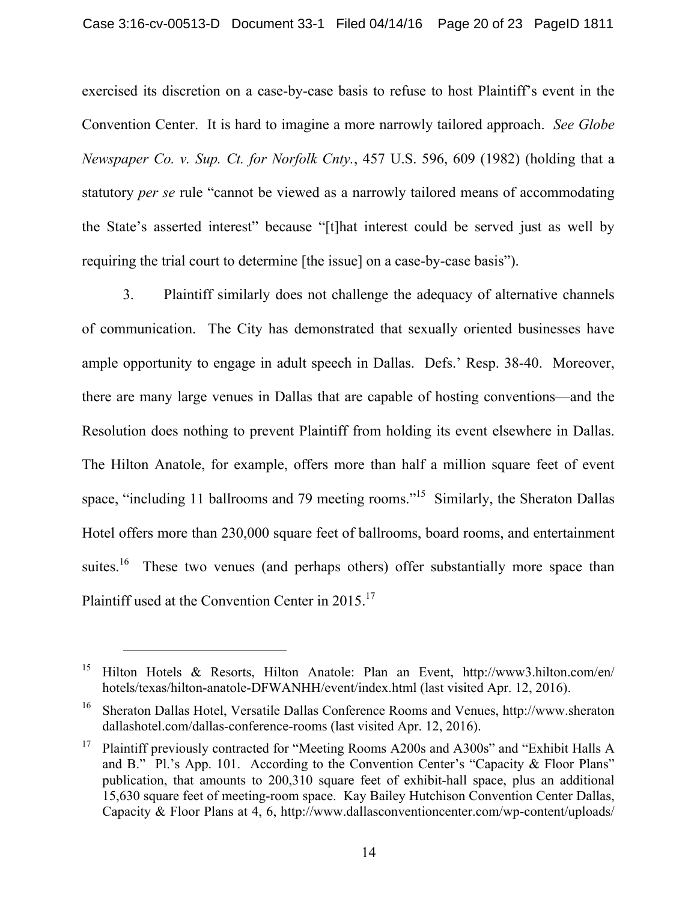exercised its discretion on a case-by-case basis to refuse to host Plaintiff's event in the Convention Center. It is hard to imagine a more narrowly tailored approach. *See Globe Newspaper Co. v. Sup. Ct. for Norfolk Cnty.*, 457 U.S. 596, 609 (1982) (holding that a statutory *per se* rule "cannot be viewed as a narrowly tailored means of accommodating the State's asserted interest" because "[t]hat interest could be served just as well by requiring the trial court to determine [the issue] on a case-by-case basis").

3. Plaintiff similarly does not challenge the adequacy of alternative channels of communication. The City has demonstrated that sexually oriented businesses have ample opportunity to engage in adult speech in Dallas. Defs.' Resp. 38-40. Moreover, there are many large venues in Dallas that are capable of hosting conventions—and the Resolution does nothing to prevent Plaintiff from holding its event elsewhere in Dallas. The Hilton Anatole, for example, offers more than half a million square feet of event space, "including 11 ballrooms and 79 meeting rooms."[15] Similarly, the Sheraton Dallas Hotel offers more than 230,000 square feet of ballrooms, board rooms, and entertainment suites.[16] These two venues (and perhaps others) offer substantially more space than Plaintiff used at the Convention Center in 2015.[17]

---

[15] Hilton Hotels & Resorts, Hilton Anatole: Plan an Event, http://www3.hilton.com/en/hotels/texas/hilton-anatole-DFWANHH/event/index.html (last visited Apr. 12, 2016).

[16] Sheraton Dallas Hotel, Versatile Dallas Conference Rooms and Venues, http://www.sheratondallashotel.com/dallas-conference-rooms (last visited Apr. 12, 2016).

[17] Plaintiff previously contracted for "Meeting Rooms A200s and A300s" and "Exhibit Halls A and B." Pl.'s App. 101. According to the Convention Center's "Capacity & Floor Plans" publication, that amounts to 200,310 square feet of exhibit-hall space, plus an additional 15,630 square feet of meeting-room space. Kay Bailey Hutchison Convention Center Dallas, Capacity & Floor Plans at 4, 6, http://www.dallasconventioncenter.com/wp-content/uploads/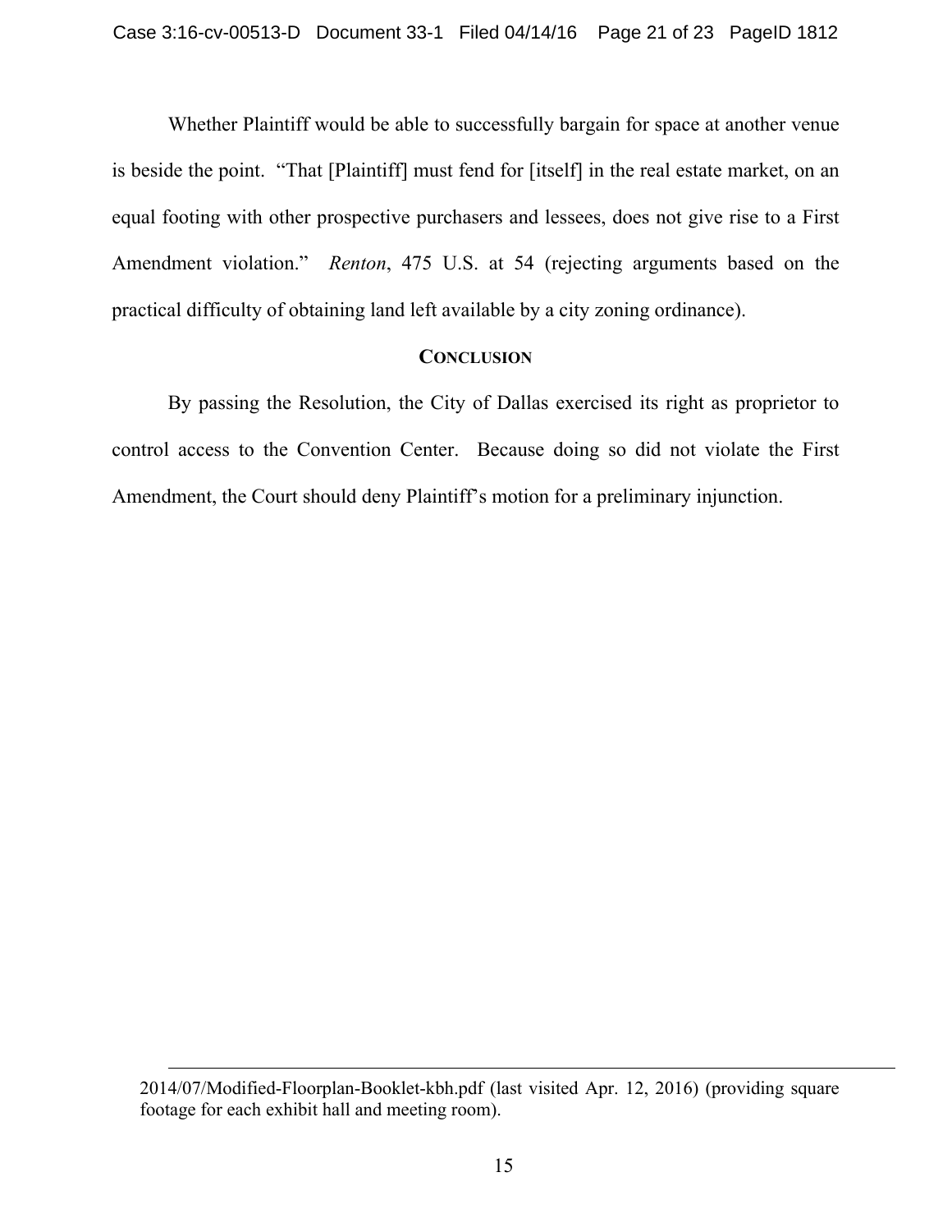Whether Plaintiff would be able to successfully bargain for space at another venue is beside the point. "That [Plaintiff] must fend for [itself] in the real estate market, on an equal footing with other prospective purchasers and lessees, does not give rise to a First Amendment violation." *Renton*, 475 U.S. at 54 (rejecting arguments based on the practical difficulty of obtaining land left available by a city zoning ordinance).

## CONCLUSION

By passing the Resolution, the City of Dallas exercised its right as proprietor to control access to the Convention Center. Because doing so did not violate the First Amendment, the Court should deny Plaintiff's motion for a preliminary injunction.

---

2014/07/Modified-Floorplan-Booklet-kbh.pdf (last visited Apr. 12, 2016) (providing square footage for each exhibit hall and meeting room).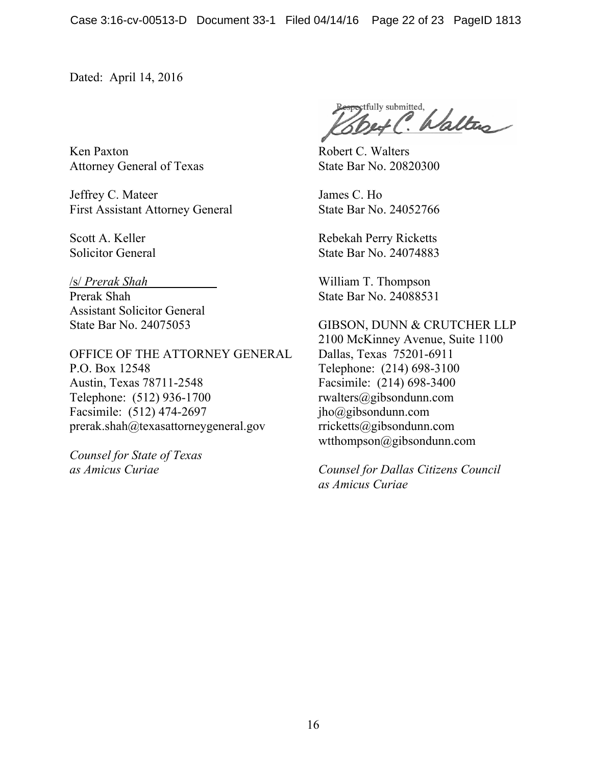Dated: April 14, 2016

Respectfully submitted,

Robert C. Walters
State Bar No. 20820300

James C. Ho
State Bar No. 24052766

Rebekah Perry Ricketts
State Bar No. 24074883

William T. Thompson
State Bar No. 24088531

GIBSON, DUNN & CRUTCHER LLP
2100 McKinney Avenue, Suite 1100
Dallas, Texas 75201-6911
Telephone: (214) 698-3100
Facsimile: (214) 698-3400
rwalters@gibsondunn.com
jho@gibsondunn.com
rricketts@gibsondunn.com
wtthompson@gibsondunn.com

*Counsel for Dallas Citizens Council as Amicus Curiae*

Ken Paxton
Attorney General of Texas

Jeffrey C. Mateer
First Assistant Attorney General

Scott A. Keller
Solicitor General

/s/ *Prerak Shah*
Prerak Shah
Assistant Solicitor General
State Bar No. 24075053

OFFICE OF THE ATTORNEY GENERAL
P.O. Box 12548
Austin, Texas 78711-2548
Telephone: (512) 936-1700
Facsimile: (512) 474-2697
prerak.shah@texasattorneygeneral.gov

*Counsel for State of Texas as Amicus Curiae*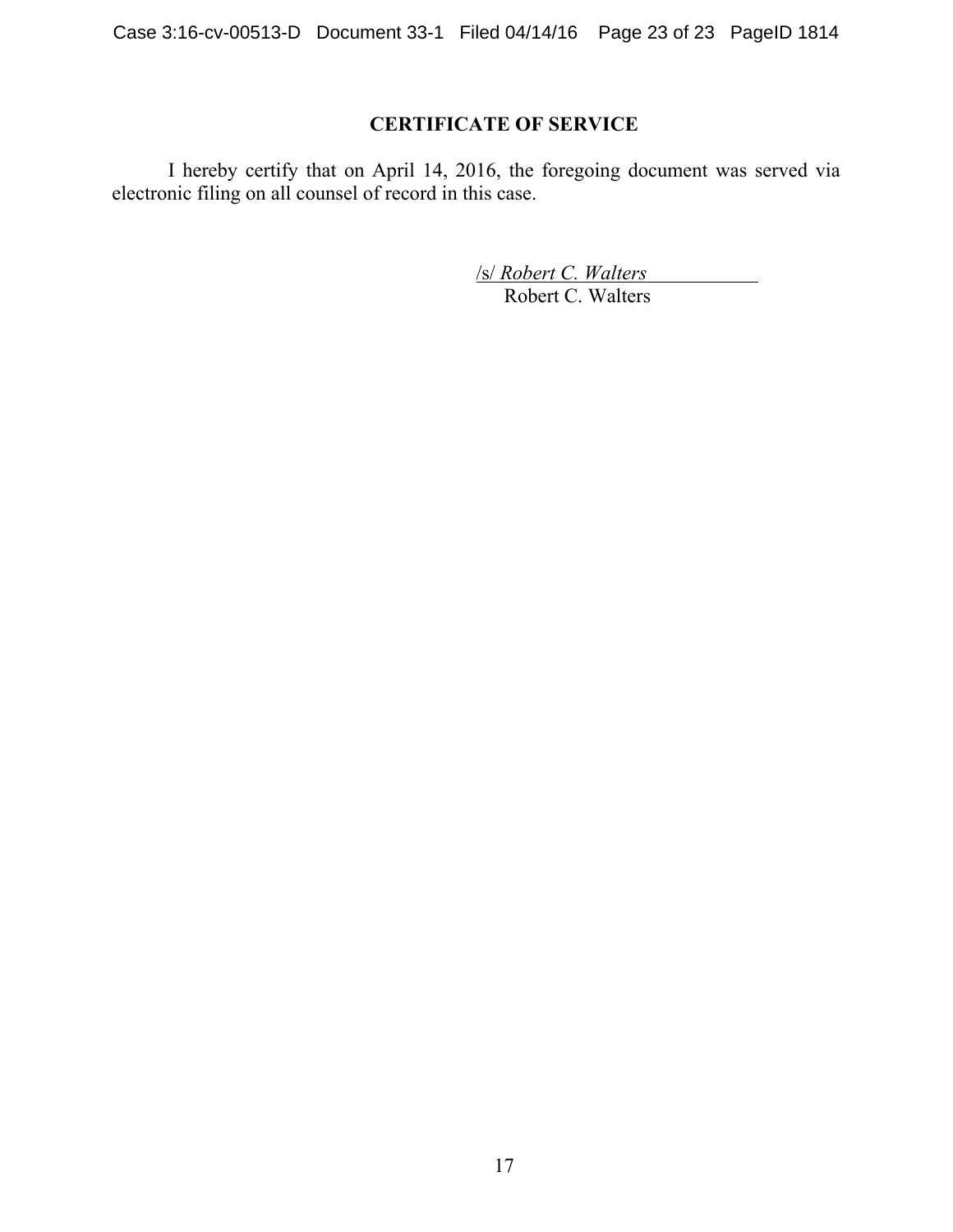## CERTIFICATE OF SERVICE

I hereby certify that on April 14, 2016, the foregoing document was served via electronic filing on all counsel of record in this case.

/s/ *Robert C. Walters*
Robert C. Walters